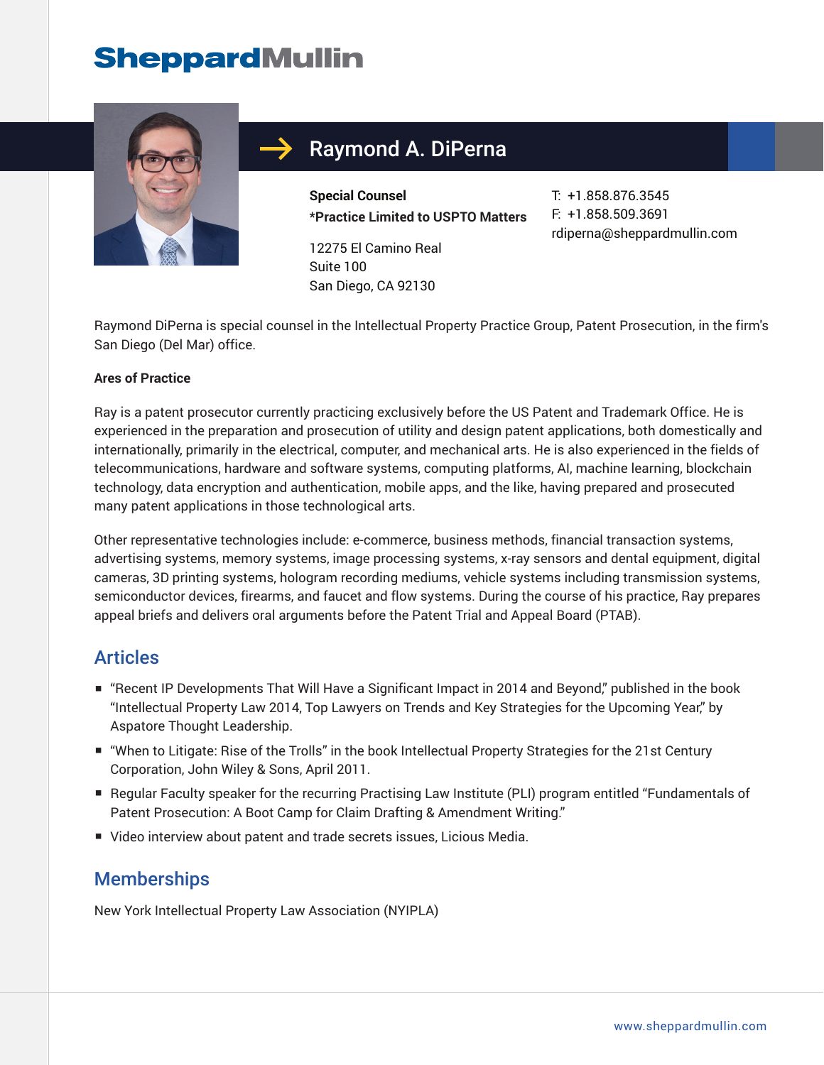# Raymond A. DiPerna

**Special Counsel**
***Practice Limited to USPTO Matters**

12275 El Camino Real
Suite 100
San Diego, CA 92130

T: +1.858.876.3545
F: +1.858.509.3691
rdiperna@sheppardmullin.com

Raymond DiPerna is special counsel in the Intellectual Property Practice Group, Patent Prosecution, in the firm's San Diego (Del Mar) office.

**Ares of Practice**

Ray is a patent prosecutor currently practicing exclusively before the US Patent and Trademark Office. He is experienced in the preparation and prosecution of utility and design patent applications, both domestically and internationally, primarily in the electrical, computer, and mechanical arts. He is also experienced in the fields of telecommunications, hardware and software systems, computing platforms, AI, machine learning, blockchain technology, data encryption and authentication, mobile apps, and the like, having prepared and prosecuted many patent applications in those technological arts.

Other representative technologies include: e-commerce, business methods, financial transaction systems, advertising systems, memory systems, image processing systems, x-ray sensors and dental equipment, digital cameras, 3D printing systems, hologram recording mediums, vehicle systems including transmission systems, semiconductor devices, firearms, and faucet and flow systems. During the course of his practice, Ray prepares appeal briefs and delivers oral arguments before the Patent Trial and Appeal Board (PTAB).

## Articles

- "Recent IP Developments That Will Have a Significant Impact in 2014 and Beyond," published in the book "Intellectual Property Law 2014, Top Lawyers on Trends and Key Strategies for the Upcoming Year," by Aspatore Thought Leadership.
- "When to Litigate: Rise of the Trolls" in the book Intellectual Property Strategies for the 21st Century Corporation, John Wiley & Sons, April 2011.
- Regular Faculty speaker for the recurring Practising Law Institute (PLI) program entitled "Fundamentals of Patent Prosecution: A Boot Camp for Claim Drafting & Amendment Writing."
- Video interview about patent and trade secrets issues, Licious Media.

## Memberships

New York Intellectual Property Law Association (NYIPLA)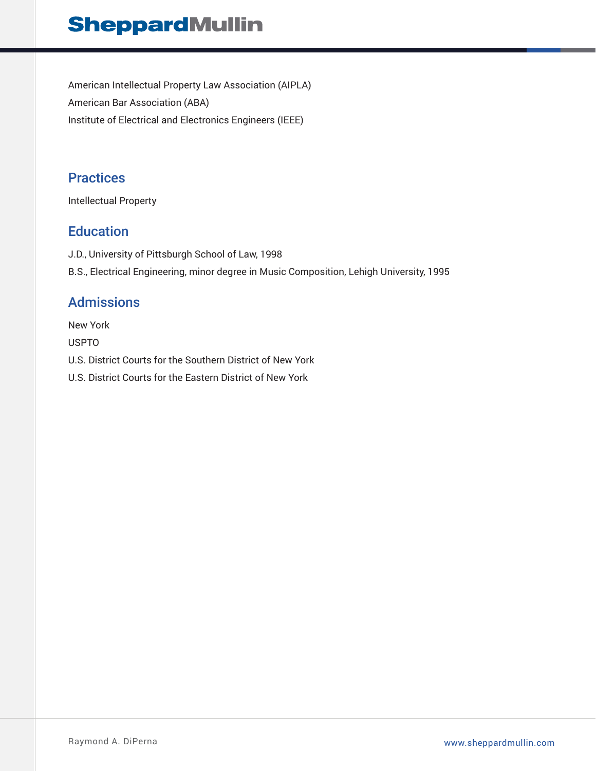American Intellectual Property Law Association (AIPLA)

American Bar Association (ABA)

Institute of Electrical and Electronics Engineers (IEEE)

## Practices

Intellectual Property

## Education

J.D., University of Pittsburgh School of Law, 1998

B.S., Electrical Engineering, minor degree in Music Composition, Lehigh University, 1995

## Admissions

New York

USPTO

U.S. District Courts for the Southern District of New York

U.S. District Courts for the Eastern District of New York